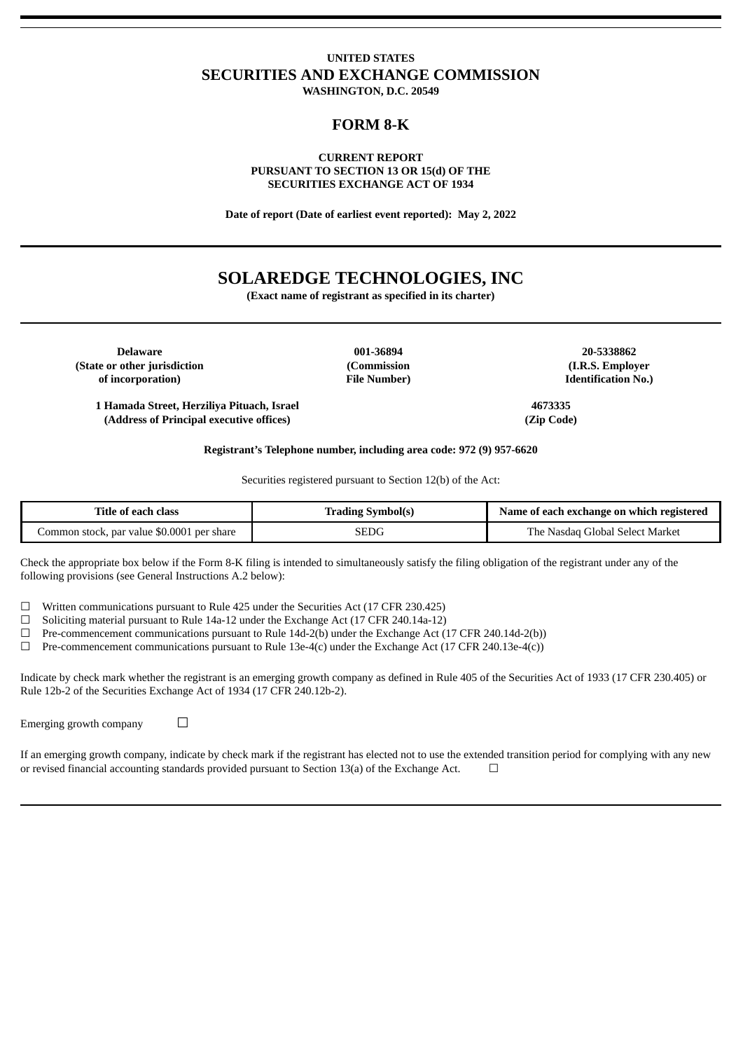**UNITED STATES**

# SECURITIES AND EXCHANGE COMMISSION

**WASHINGTON, D.C. 20549**

## FORM 8-K

**CURRENT REPORT**
**PURSUANT TO SECTION 13 OR 15(d) OF THE**
**SECURITIES EXCHANGE ACT OF 1934**

**Date of report (Date of earliest event reported): May 2, 2022**

# SOLAREDGE TECHNOLOGIES, INC

**(Exact name of registrant as specified in its charter)**

| **Delaware** | **001-36894** | **20-5338862** |
|---|---|---|
| **(State or other jurisdiction of incorporation)** | **(Commission File Number)** | **(I.R.S. Employer Identification No.)** |

| **1 Hamada Street, Herziliya Pituach, Israel** | **4673335** |
|---|---|
| **(Address of Principal executive offices)** | **(Zip Code)** |

**Registrant's Telephone number, including area code: 972 (9) 957-6620**

Securities registered pursuant to Section 12(b) of the Act:

| Title of each class | Trading Symbol(s) | Name of each exchange on which registered |
|---|---|---|
| Common stock, par value $0.0001 per share | SEDG | The Nasdaq Global Select Market |

Check the appropriate box below if the Form 8-K filing is intended to simultaneously satisfy the filing obligation of the registrant under any of the following provisions (see General Instructions A.2 below):

☐ Written communications pursuant to Rule 425 under the Securities Act (17 CFR 230.425)
☐ Soliciting material pursuant to Rule 14a-12 under the Exchange Act (17 CFR 240.14a-12)
☐ Pre-commencement communications pursuant to Rule 14d-2(b) under the Exchange Act (17 CFR 240.14d-2(b))
☐ Pre-commencement communications pursuant to Rule 13e-4(c) under the Exchange Act (17 CFR 240.13e-4(c))

Indicate by check mark whether the registrant is an emerging growth company as defined in Rule 405 of the Securities Act of 1933 (17 CFR 230.405) or Rule 12b-2 of the Securities Exchange Act of 1934 (17 CFR 240.12b-2).

Emerging growth company ☐

If an emerging growth company, indicate by check mark if the registrant has elected not to use the extended transition period for complying with any new or revised financial accounting standards provided pursuant to Section 13(a) of the Exchange Act. ☐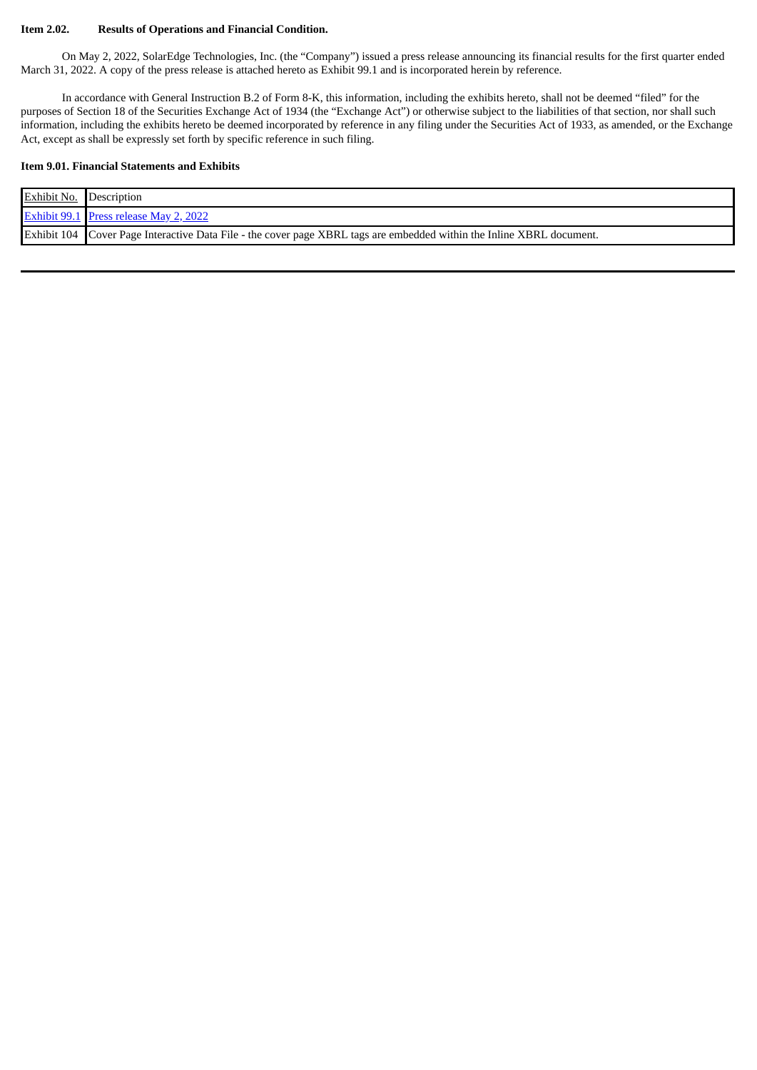**Item 2.02. Results of Operations and Financial Condition.**

On May 2, 2022, SolarEdge Technologies, Inc. (the "Company") issued a press release announcing its financial results for the first quarter ended March 31, 2022. A copy of the press release is attached hereto as Exhibit 99.1 and is incorporated herein by reference.

In accordance with General Instruction B.2 of Form 8-K, this information, including the exhibits hereto, shall not be deemed "filed" for the purposes of Section 18 of the Securities Exchange Act of 1934 (the "Exchange Act") or otherwise subject to the liabilities of that section, nor shall such information, including the exhibits hereto be deemed incorporated by reference in any filing under the Securities Act of 1933, as amended, or the Exchange Act, except as shall be expressly set forth by specific reference in such filing.

**Item 9.01. Financial Statements and Exhibits**

| Exhibit No. | Description |
|---|---|
| Exhibit 99.1 | Press release May 2, 2022 |
| Exhibit 104 | Cover Page Interactive Data File - the cover page XBRL tags are embedded within the Inline XBRL document. |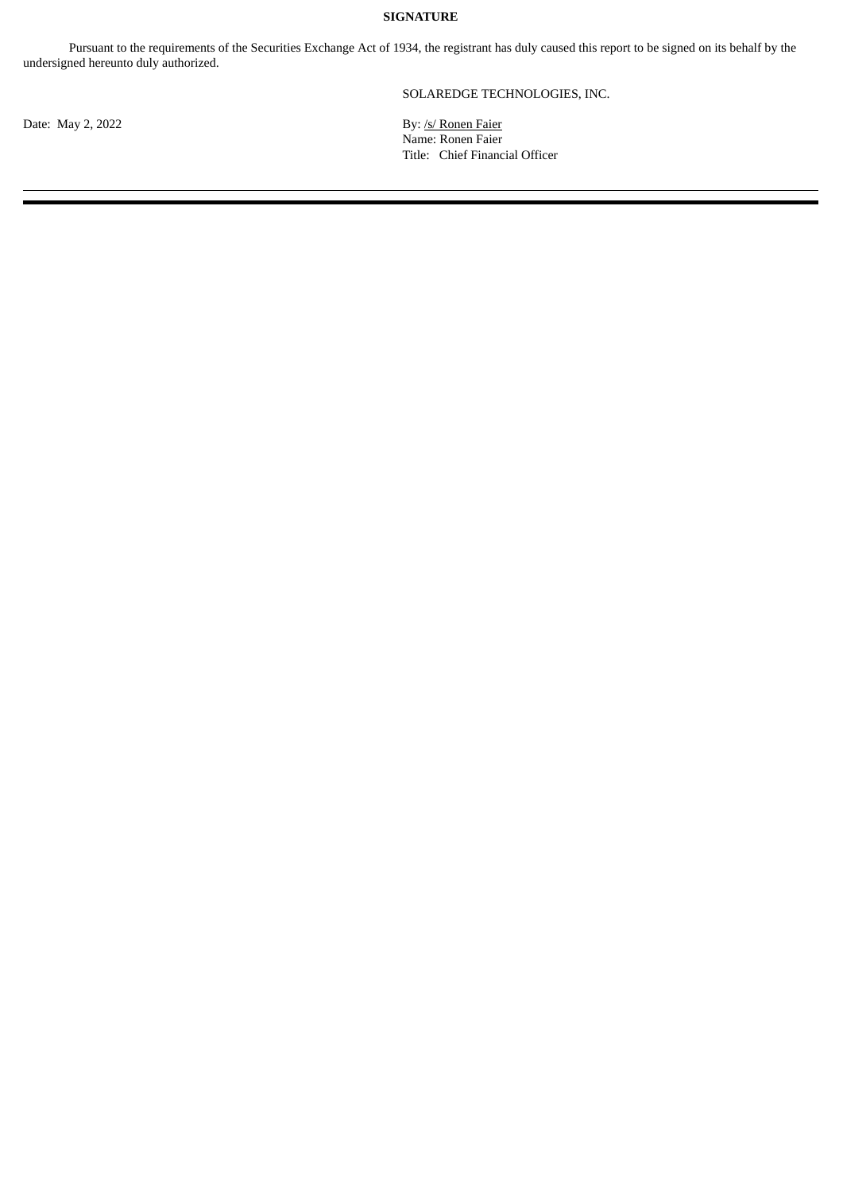**SIGNATURE**

Pursuant to the requirements of the Securities Exchange Act of 1934, the registrant has duly caused this report to be signed on its behalf by the undersigned hereunto duly authorized.

SOLAREDGE TECHNOLOGIES, INC.

Date: May 2, 2022

By: /s/ Ronen Faier
Name: Ronen Faier
Title: Chief Financial Officer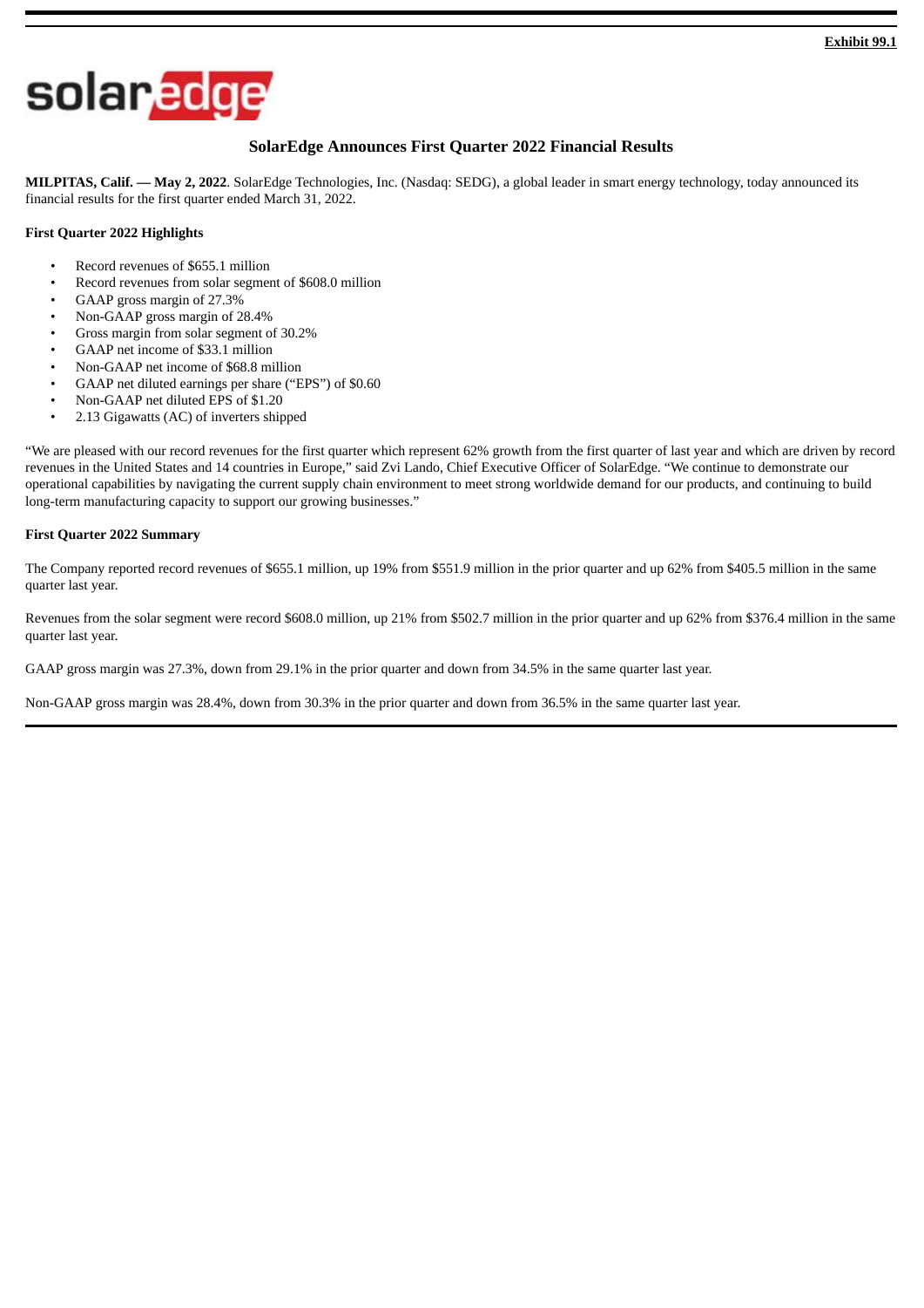Exhibit 99.1

solaredge

# SolarEdge Announces First Quarter 2022 Financial Results

**MILPITAS, Calif. — May 2, 2022**. SolarEdge Technologies, Inc. (Nasdaq: SEDG), a global leader in smart energy technology, today announced its financial results for the first quarter ended March 31, 2022.

**First Quarter 2022 Highlights**

- Record revenues of $655.1 million
- Record revenues from solar segment of $608.0 million
- GAAP gross margin of 27.3%
- Non-GAAP gross margin of 28.4%
- Gross margin from solar segment of 30.2%
- GAAP net income of $33.1 million
- Non-GAAP net income of $68.8 million
- GAAP net diluted earnings per share ("EPS") of $0.60
- Non-GAAP net diluted EPS of $1.20
- 2.13 Gigawatts (AC) of inverters shipped

"We are pleased with our record revenues for the first quarter which represent 62% growth from the first quarter of last year and which are driven by record revenues in the United States and 14 countries in Europe," said Zvi Lando, Chief Executive Officer of SolarEdge. "We continue to demonstrate our operational capabilities by navigating the current supply chain environment to meet strong worldwide demand for our products, and continuing to build long-term manufacturing capacity to support our growing businesses."

**First Quarter 2022 Summary**

The Company reported record revenues of $655.1 million, up 19% from $551.9 million in the prior quarter and up 62% from $405.5 million in the same quarter last year.

Revenues from the solar segment were record $608.0 million, up 21% from $502.7 million in the prior quarter and up 62% from $376.4 million in the same quarter last year.

GAAP gross margin was 27.3%, down from 29.1% in the prior quarter and down from 34.5% in the same quarter last year.

Non-GAAP gross margin was 28.4%, down from 30.3% in the prior quarter and down from 36.5% in the same quarter last year.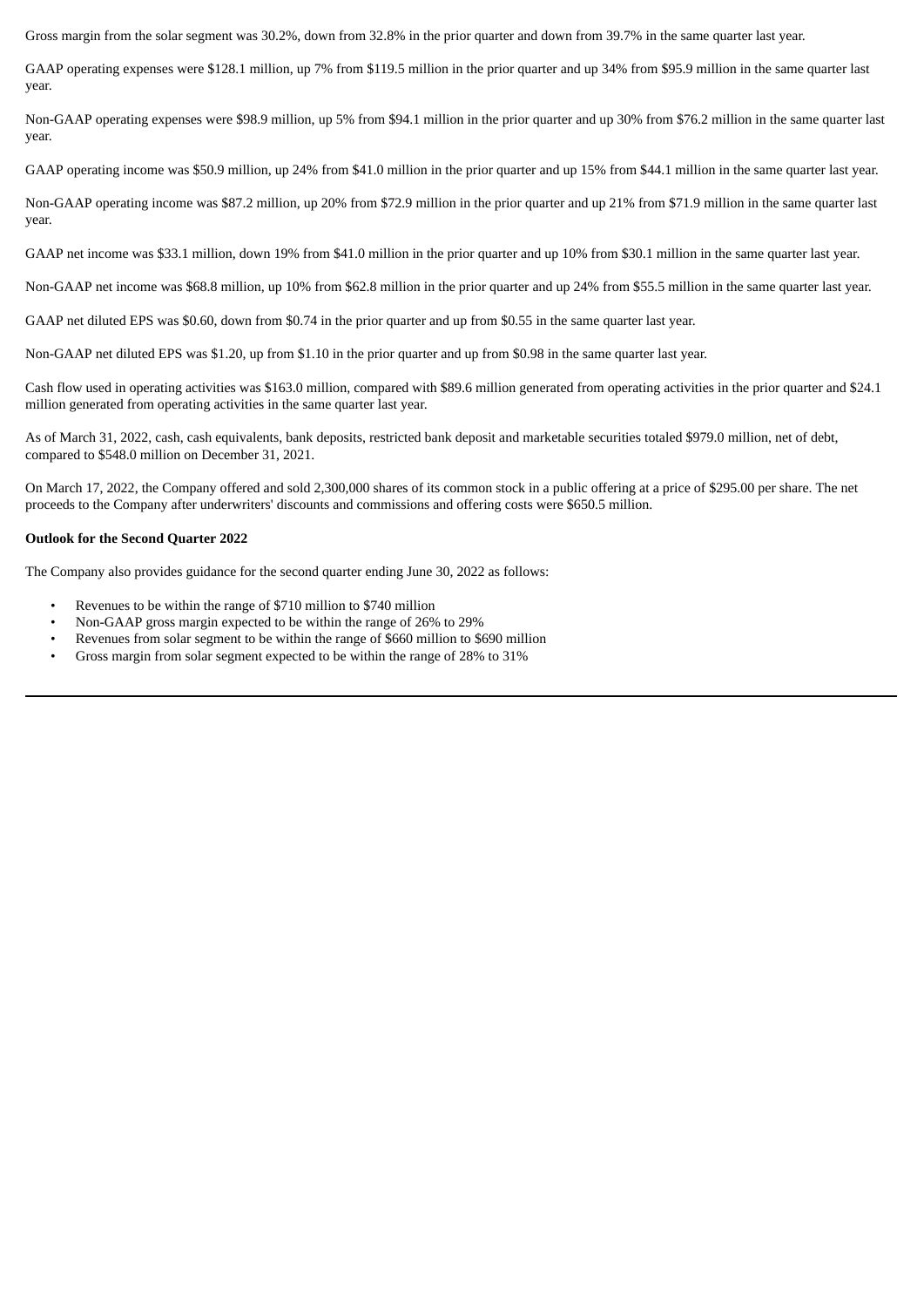Gross margin from the solar segment was 30.2%, down from 32.8% in the prior quarter and down from 39.7% in the same quarter last year.

GAAP operating expenses were $128.1 million, up 7% from $119.5 million in the prior quarter and up 34% from $95.9 million in the same quarter last year.

Non-GAAP operating expenses were $98.9 million, up 5% from $94.1 million in the prior quarter and up 30% from $76.2 million in the same quarter last year.

GAAP operating income was $50.9 million, up 24% from $41.0 million in the prior quarter and up 15% from $44.1 million in the same quarter last year.

Non-GAAP operating income was $87.2 million, up 20% from $72.9 million in the prior quarter and up 21% from $71.9 million in the same quarter last year.

GAAP net income was $33.1 million, down 19% from $41.0 million in the prior quarter and up 10% from $30.1 million in the same quarter last year.

Non-GAAP net income was $68.8 million, up 10% from $62.8 million in the prior quarter and up 24% from $55.5 million in the same quarter last year.

GAAP net diluted EPS was $0.60, down from $0.74 in the prior quarter and up from $0.55 in the same quarter last year.

Non-GAAP net diluted EPS was $1.20, up from $1.10 in the prior quarter and up from $0.98 in the same quarter last year.

Cash flow used in operating activities was $163.0 million, compared with $89.6 million generated from operating activities in the prior quarter and $24.1 million generated from operating activities in the same quarter last year.

As of March 31, 2022, cash, cash equivalents, bank deposits, restricted bank deposit and marketable securities totaled $979.0 million, net of debt, compared to $548.0 million on December 31, 2021.

On March 17, 2022, the Company offered and sold 2,300,000 shares of its common stock in a public offering at a price of $295.00 per share. The net proceeds to the Company after underwriters' discounts and commissions and offering costs were $650.5 million.

**Outlook for the Second Quarter 2022**

The Company also provides guidance for the second quarter ending June 30, 2022 as follows:

- Revenues to be within the range of $710 million to $740 million
- Non-GAAP gross margin expected to be within the range of 26% to 29%
- Revenues from solar segment to be within the range of $660 million to $690 million
- Gross margin from solar segment expected to be within the range of 28% to 31%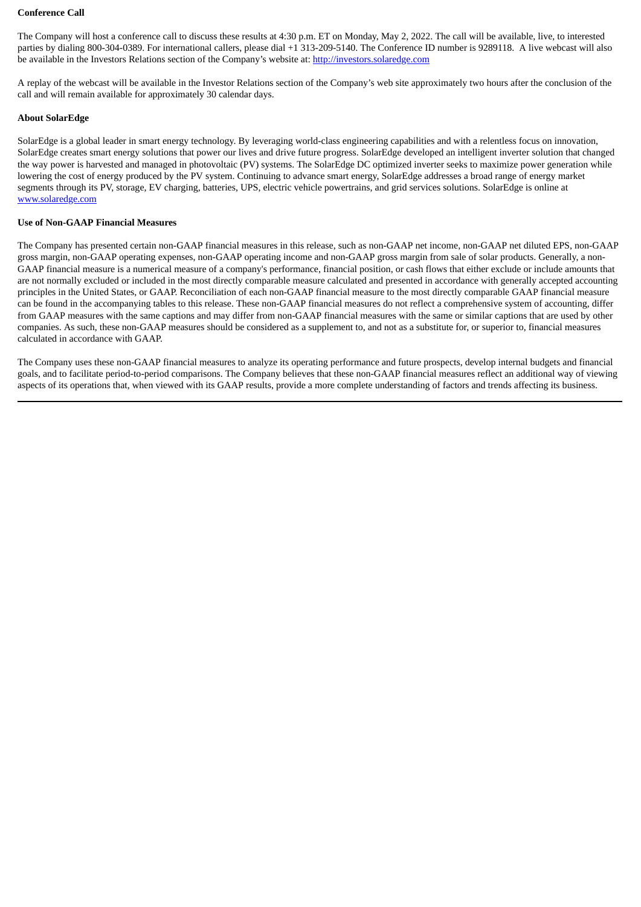**Conference Call**

The Company will host a conference call to discuss these results at 4:30 p.m. ET on Monday, May 2, 2022. The call will be available, live, to interested parties by dialing 800-304-0389. For international callers, please dial +1 313-209-5140. The Conference ID number is 9289118. A live webcast will also be available in the Investors Relations section of the Company's website at: [http://investors.solaredge.com](http://investors.solaredge.com)

A replay of the webcast will be available in the Investor Relations section of the Company's web site approximately two hours after the conclusion of the call and will remain available for approximately 30 calendar days.

**About SolarEdge**

SolarEdge is a global leader in smart energy technology. By leveraging world-class engineering capabilities and with a relentless focus on innovation, SolarEdge creates smart energy solutions that power our lives and drive future progress. SolarEdge developed an intelligent inverter solution that changed the way power is harvested and managed in photovoltaic (PV) systems. The SolarEdge DC optimized inverter seeks to maximize power generation while lowering the cost of energy produced by the PV system. Continuing to advance smart energy, SolarEdge addresses a broad range of energy market segments through its PV, storage, EV charging, batteries, UPS, electric vehicle powertrains, and grid services solutions. SolarEdge is online at [www.solaredge.com](www.solaredge.com)

**Use of Non-GAAP Financial Measures**

The Company has presented certain non-GAAP financial measures in this release, such as non-GAAP net income, non-GAAP net diluted EPS, non-GAAP gross margin, non-GAAP operating expenses, non-GAAP operating income and non-GAAP gross margin from sale of solar products. Generally, a non-GAAP financial measure is a numerical measure of a company's performance, financial position, or cash flows that either exclude or include amounts that are not normally excluded or included in the most directly comparable measure calculated and presented in accordance with generally accepted accounting principles in the United States, or GAAP. Reconciliation of each non-GAAP financial measure to the most directly comparable GAAP financial measure can be found in the accompanying tables to this release. These non-GAAP financial measures do not reflect a comprehensive system of accounting, differ from GAAP measures with the same captions and may differ from non-GAAP financial measures with the same or similar captions that are used by other companies. As such, these non-GAAP measures should be considered as a supplement to, and not as a substitute for, or superior to, financial measures calculated in accordance with GAAP.

The Company uses these non-GAAP financial measures to analyze its operating performance and future prospects, develop internal budgets and financial goals, and to facilitate period-to-period comparisons. The Company believes that these non-GAAP financial measures reflect an additional way of viewing aspects of its operations that, when viewed with its GAAP results, provide a more complete understanding of factors and trends affecting its business.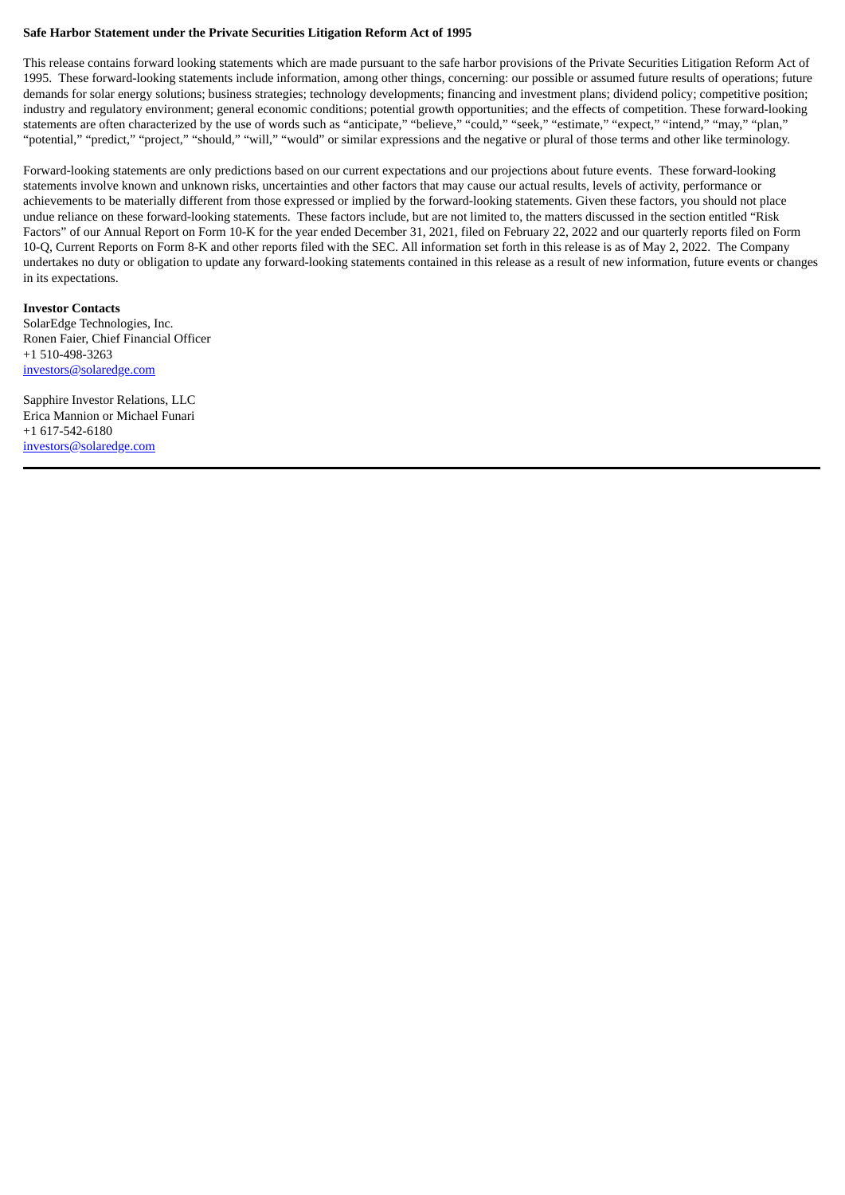**Safe Harbor Statement under the Private Securities Litigation Reform Act of 1995**

This release contains forward looking statements which are made pursuant to the safe harbor provisions of the Private Securities Litigation Reform Act of 1995. These forward-looking statements include information, among other things, concerning: our possible or assumed future results of operations; future demands for solar energy solutions; business strategies; technology developments; financing and investment plans; dividend policy; competitive position; industry and regulatory environment; general economic conditions; potential growth opportunities; and the effects of competition. These forward-looking statements are often characterized by the use of words such as "anticipate," "believe," "could," "seek," "estimate," "expect," "intend," "may," "plan," "potential," "predict," "project," "should," "will," "would" or similar expressions and the negative or plural of those terms and other like terminology.

Forward-looking statements are only predictions based on our current expectations and our projections about future events. These forward-looking statements involve known and unknown risks, uncertainties and other factors that may cause our actual results, levels of activity, performance or achievements to be materially different from those expressed or implied by the forward-looking statements. Given these factors, you should not place undue reliance on these forward-looking statements. These factors include, but are not limited to, the matters discussed in the section entitled "Risk Factors" of our Annual Report on Form 10-K for the year ended December 31, 2021, filed on February 22, 2022 and our quarterly reports filed on Form 10-Q, Current Reports on Form 8-K and other reports filed with the SEC. All information set forth in this release is as of May 2, 2022. The Company undertakes no duty or obligation to update any forward-looking statements contained in this release as a result of new information, future events or changes in its expectations.

**Investor Contacts**

SolarEdge Technologies, Inc.
Ronen Faier, Chief Financial Officer
+1 510-498-3263
investors@solaredge.com

Sapphire Investor Relations, LLC
Erica Mannion or Michael Funari
+1 617-542-6180
investors@solaredge.com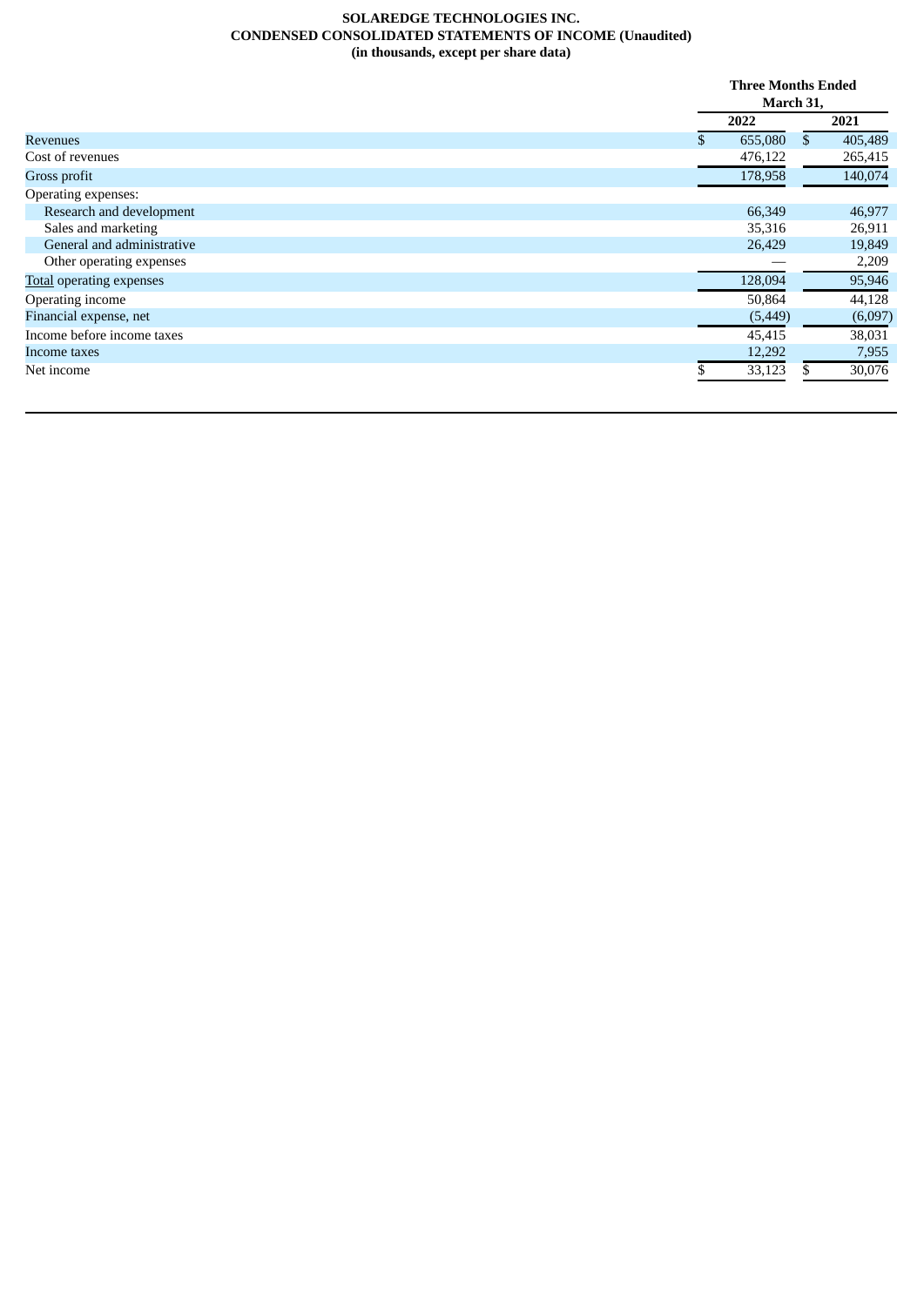**SOLAREDGE TECHNOLOGIES INC.**
**CONDENSED CONSOLIDATED STATEMENTS OF INCOME (Unaudited)**
**(in thousands, except per share data)**

| | Three Months Ended March 31, | |
|---|---|---|
| | **2022** | **2021** |
| Revenues | $ 655,080 | $ 405,489 |
| Cost of revenues | 476,122 | 265,415 |
| Gross profit | 178,958 | 140,074 |
| Operating expenses: | | |
| Research and development | 66,349 | 46,977 |
| Sales and marketing | 35,316 | 26,911 |
| General and administrative | 26,429 | 19,849 |
| Other operating expenses | — | 2,209 |
| Total operating expenses | 128,094 | 95,946 |
| Operating income | 50,864 | 44,128 |
| Financial expense, net | (5,449) | (6,097) |
| Income before income taxes | 45,415 | 38,031 |
| Income taxes | 12,292 | 7,955 |
| Net income | $ 33,123 | $ 30,076 |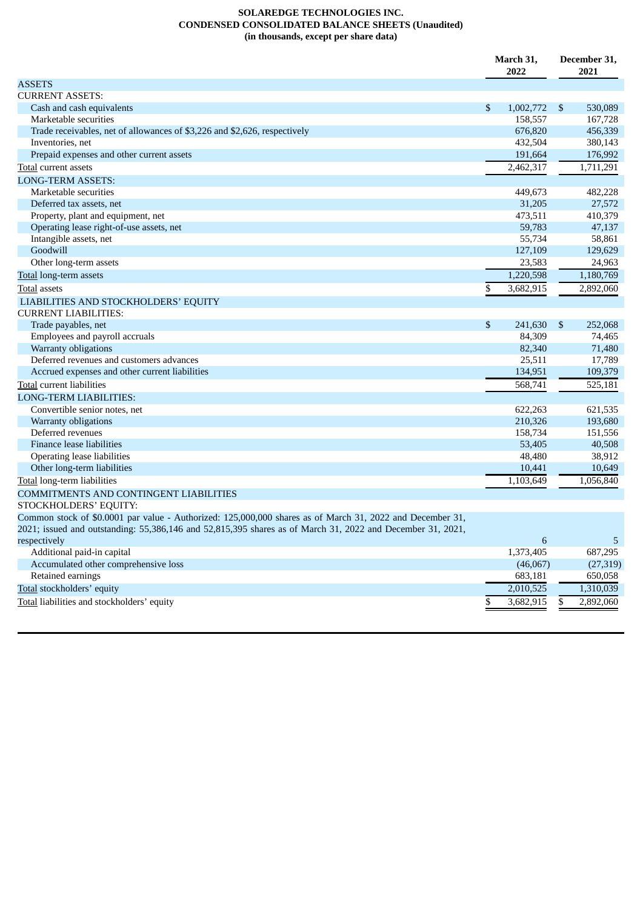**SOLAREDGE TECHNOLOGIES INC.**
**CONDENSED CONSOLIDATED BALANCE SHEETS (Unaudited)**
**(in thousands, except per share data)**

| | March 31, 2022 | December 31, 2021 |
|---|---|---|
| ASSETS | | |
| CURRENT ASSETS: | | |
| Cash and cash equivalents | $ 1,002,772 | $ 530,089 |
| Marketable securities | 158,557 | 167,728 |
| Trade receivables, net of allowances of $3,226 and $2,626, respectively | 676,820 | 456,339 |
| Inventories, net | 432,504 | 380,143 |
| Prepaid expenses and other current assets | 191,664 | 176,992 |
| Total current assets | 2,462,317 | 1,711,291 |
| LONG-TERM ASSETS: | | |
| Marketable securities | 449,673 | 482,228 |
| Deferred tax assets, net | 31,205 | 27,572 |
| Property, plant and equipment, net | 473,511 | 410,379 |
| Operating lease right-of-use assets, net | 59,783 | 47,137 |
| Intangible assets, net | 55,734 | 58,861 |
| Goodwill | 127,109 | 129,629 |
| Other long-term assets | 23,583 | 24,963 |
| Total long-term assets | 1,220,598 | 1,180,769 |
| Total assets | $ 3,682,915 | 2,892,060 |
| LIABILITIES AND STOCKHOLDERS' EQUITY | | |
| CURRENT LIABILITIES: | | |
| Trade payables, net | $ 241,630 | $ 252,068 |
| Employees and payroll accruals | 84,309 | 74,465 |
| Warranty obligations | 82,340 | 71,480 |
| Deferred revenues and customers advances | 25,511 | 17,789 |
| Accrued expenses and other current liabilities | 134,951 | 109,379 |
| Total current liabilities | 568,741 | 525,181 |
| LONG-TERM LIABILITIES: | | |
| Convertible senior notes, net | 622,263 | 621,535 |
| Warranty obligations | 210,326 | 193,680 |
| Deferred revenues | 158,734 | 151,556 |
| Finance lease liabilities | 53,405 | 40,508 |
| Operating lease liabilities | 48,480 | 38,912 |
| Other long-term liabilities | 10,441 | 10,649 |
| Total long-term liabilities | 1,103,649 | 1,056,840 |
| COMMITMENTS AND CONTINGENT LIABILITIES | | |
| STOCKHOLDERS' EQUITY: | | |
| Common stock of $0.0001 par value - Authorized: 125,000,000 shares as of March 31, 2022 and December 31, 2021; issued and outstanding: 55,386,146 and 52,815,395 shares as of March 31, 2022 and December 31, 2021, respectively | 6 | 5 |
| Additional paid-in capital | 1,373,405 | 687,295 |
| Accumulated other comprehensive loss | (46,067) | (27,319) |
| Retained earnings | 683,181 | 650,058 |
| Total stockholders' equity | 2,010,525 | 1,310,039 |
| Total liabilities and stockholders' equity | $ 3,682,915 | $ 2,892,060 |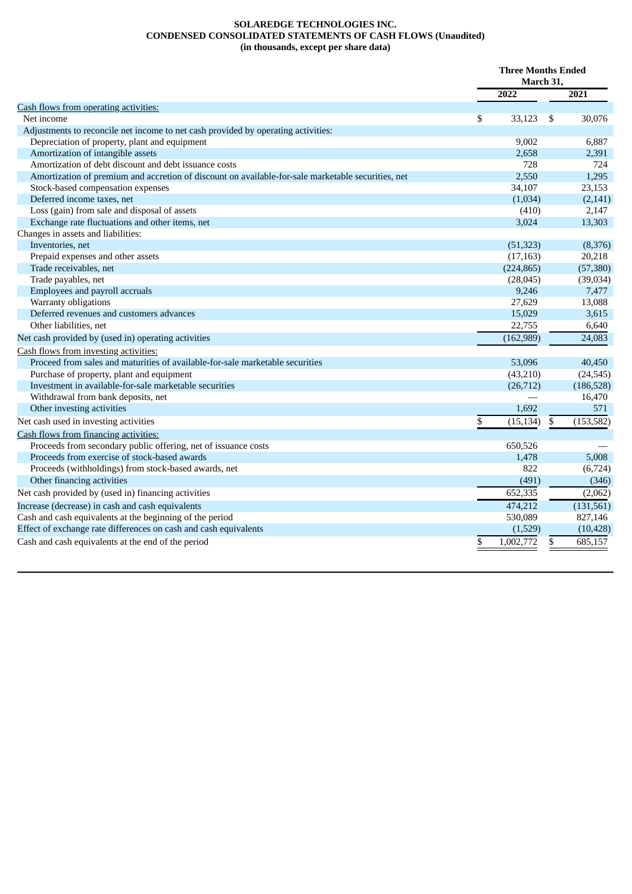**SOLAREDGE TECHNOLOGIES INC.**
**CONDENSED CONSOLIDATED STATEMENTS OF CASH FLOWS (Unaudited)**
**(in thousands, except per share data)**

| | Three Months Ended March 31, | |
|---|---|---|
| | 2022 | 2021 |
| Cash flows from operating activities: | | |
| Net income | $ 33,123 | $ 30,076 |
| Adjustments to reconcile net income to net cash provided by operating activities: | | |
| Depreciation of property, plant and equipment | 9,002 | 6,887 |
| Amortization of intangible assets | 2,658 | 2,391 |
| Amortization of debt discount and debt issuance costs | 728 | 724 |
| Amortization of premium and accretion of discount on available-for-sale marketable securities, net | 2,550 | 1,295 |
| Stock-based compensation expenses | 34,107 | 23,153 |
| Deferred income taxes, net | (1,034) | (2,141) |
| Loss (gain) from sale and disposal of assets | (410) | 2,147 |
| Exchange rate fluctuations and other items, net | 3,024 | 13,303 |
| Changes in assets and liabilities: | | |
| Inventories, net | (51,323) | (8,376) |
| Prepaid expenses and other assets | (17,163) | 20,218 |
| Trade receivables, net | (224,865) | (57,380) |
| Trade payables, net | (28,045) | (39,034) |
| Employees and payroll accruals | 9,246 | 7,477 |
| Warranty obligations | 27,629 | 13,088 |
| Deferred revenues and customers advances | 15,029 | 3,615 |
| Other liabilities, net | 22,755 | 6,640 |
| Net cash provided by (used in) operating activities | (162,989) | 24,083 |
| Cash flows from investing activities: | | |
| Proceed from sales and maturities of available-for-sale marketable securities | 53,096 | 40,450 |
| Purchase of property, plant and equipment | (43,210) | (24,545) |
| Investment in available-for-sale marketable securities | (26,712) | (186,528) |
| Withdrawal from bank deposits, net | — | 16,470 |
| Other investing activities | 1,692 | 571 |
| Net cash used in investing activities | $ (15,134) | $ (153,582) |
| Cash flows from financing activities: | | |
| Proceeds from secondary public offering, net of issuance costs | 650,526 | — |
| Proceeds from exercise of stock-based awards | 1,478 | 5,008 |
| Proceeds (withholdings) from stock-based awards, net | 822 | (6,724) |
| Other financing activities | (491) | (346) |
| Net cash provided by (used in) financing activities | 652,335 | (2,062) |
| Increase (decrease) in cash and cash equivalents | 474,212 | (131,561) |
| Cash and cash equivalents at the beginning of the period | 530,089 | 827,146 |
| Effect of exchange rate differences on cash and cash equivalents | (1,529) | (10,428) |
| Cash and cash equivalents at the end of the period | $ 1,002,772 | $ 685,157 |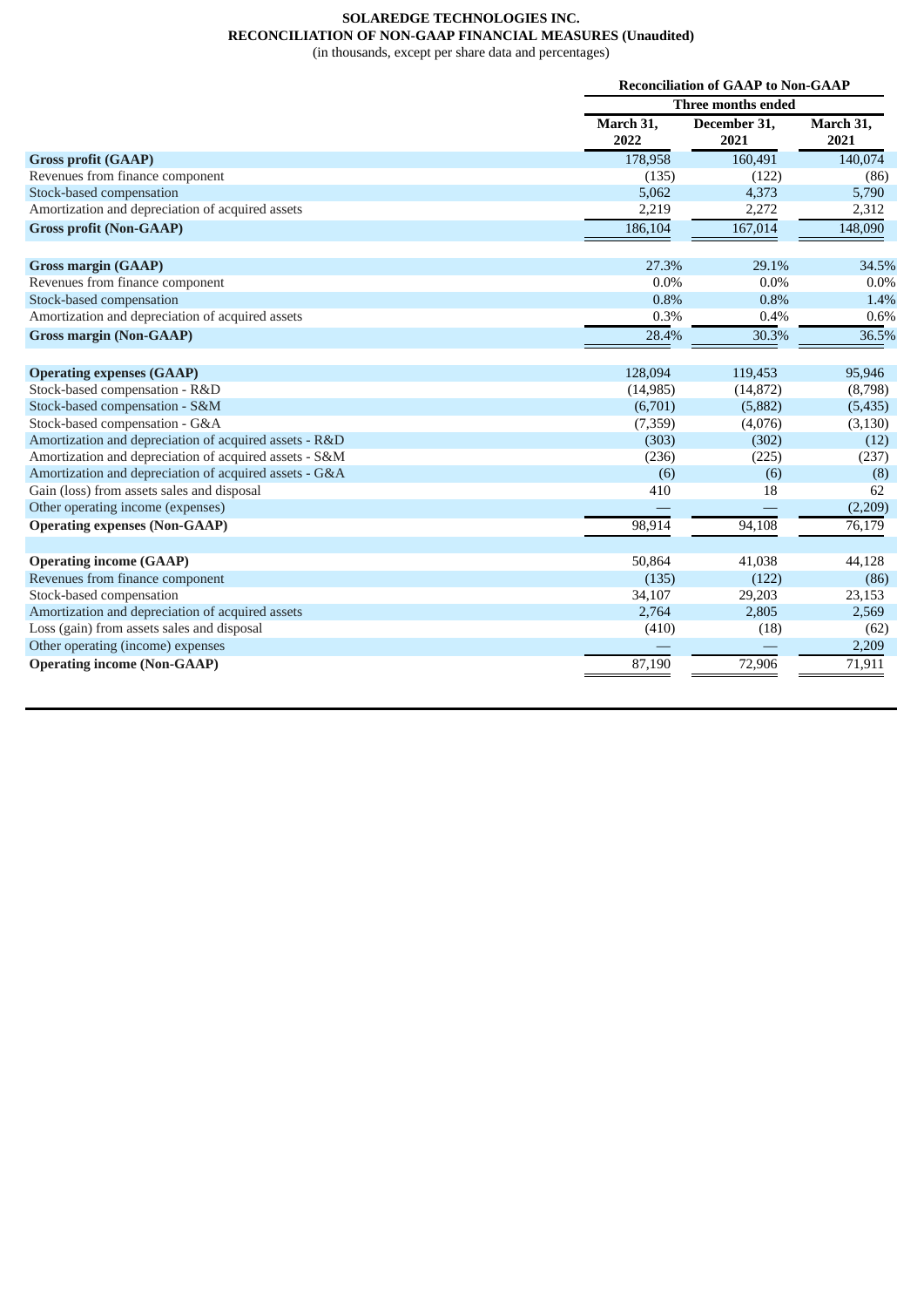**SOLAREDGE TECHNOLOGIES INC.**
**RECONCILIATION OF NON-GAAP FINANCIAL MEASURES (Unaudited)**
(in thousands, except per share data and percentages)

| | Reconciliation of GAAP to Non-GAAP | | |
|---|---|---|---|
| | Three months ended | | |
| | March 31, 2022 | December 31, 2021 | March 31, 2021 |
| **Gross profit (GAAP)** | 178,958 | 160,491 | 140,074 |
| Revenues from finance component | (135) | (122) | (86) |
| Stock-based compensation | 5,062 | 4,373 | 5,790 |
| Amortization and depreciation of acquired assets | 2,219 | 2,272 | 2,312 |
| **Gross profit (Non-GAAP)** | 186,104 | 167,014 | 148,090 |
| | | | |
| **Gross margin (GAAP)** | 27.3% | 29.1% | 34.5% |
| Revenues from finance component | 0.0% | 0.0% | 0.0% |
| Stock-based compensation | 0.8% | 0.8% | 1.4% |
| Amortization and depreciation of acquired assets | 0.3% | 0.4% | 0.6% |
| **Gross margin (Non-GAAP)** | 28.4% | 30.3% | 36.5% |
| | | | |
| **Operating expenses (GAAP)** | 128,094 | 119,453 | 95,946 |
| Stock-based compensation - R&D | (14,985) | (14,872) | (8,798) |
| Stock-based compensation - S&M | (6,701) | (5,882) | (5,435) |
| Stock-based compensation - G&A | (7,359) | (4,076) | (3,130) |
| Amortization and depreciation of acquired assets - R&D | (303) | (302) | (12) |
| Amortization and depreciation of acquired assets - S&M | (236) | (225) | (237) |
| Amortization and depreciation of acquired assets - G&A | (6) | (6) | (8) |
| Gain (loss) from assets sales and disposal | 410 | 18 | 62 |
| Other operating income (expenses) | — | — | (2,209) |
| **Operating expenses (Non-GAAP)** | 98,914 | 94,108 | 76,179 |
| | | | |
| **Operating income (GAAP)** | 50,864 | 41,038 | 44,128 |
| Revenues from finance component | (135) | (122) | (86) |
| Stock-based compensation | 34,107 | 29,203 | 23,153 |
| Amortization and depreciation of acquired assets | 2,764 | 2,805 | 2,569 |
| Loss (gain) from assets sales and disposal | (410) | (18) | (62) |
| Other operating (income) expenses | — | — | 2,209 |
| **Operating income (Non-GAAP)** | 87,190 | 72,906 | 71,911 |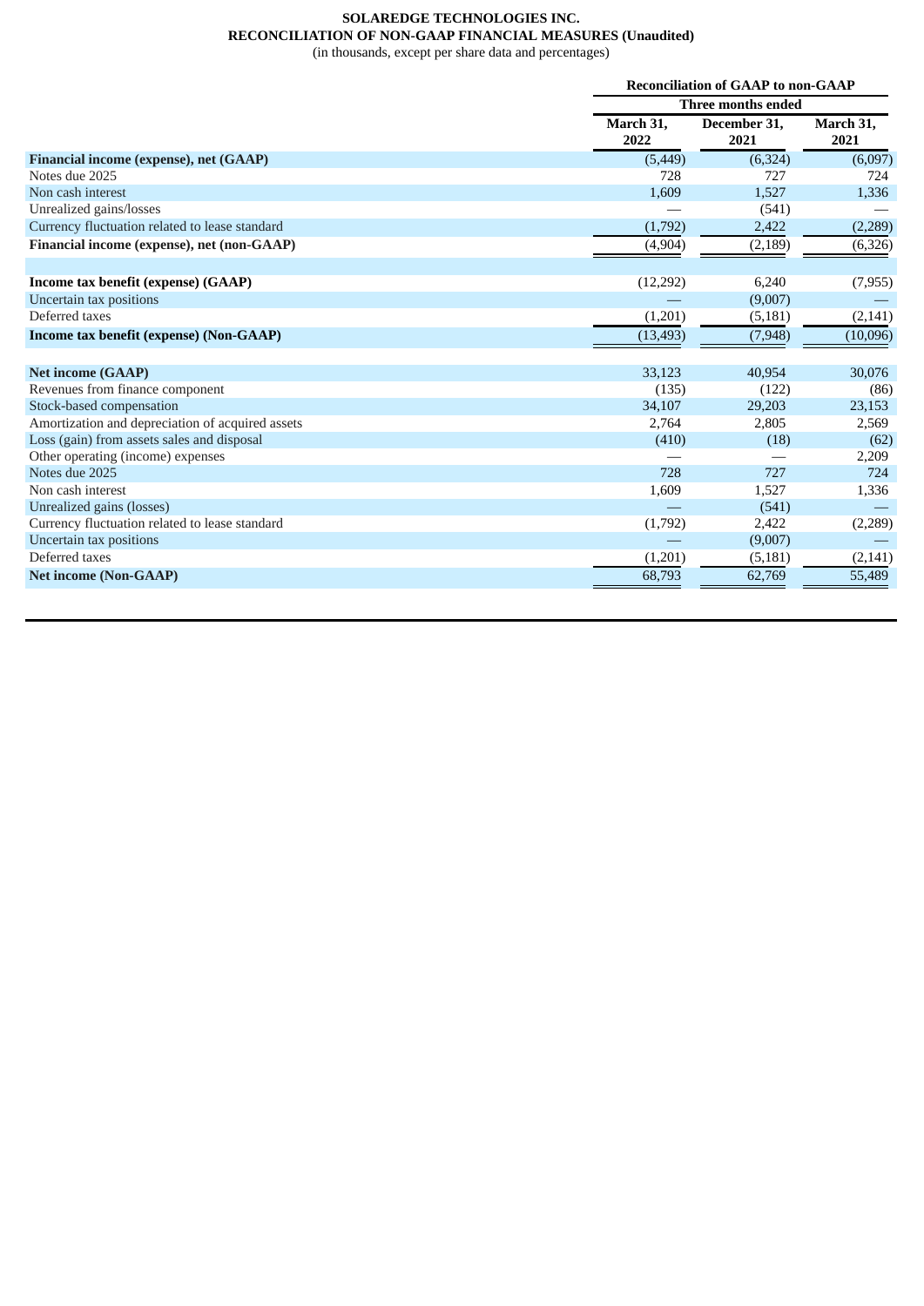**SOLAREDGE TECHNOLOGIES INC.**
**RECONCILIATION OF NON-GAAP FINANCIAL MEASURES (Unaudited)**
(in thousands, except per share data and percentages)

| | Reconciliation of GAAP to non-GAAP | | |
|---|---|---|---|
| | Three months ended | | |
| | March 31, 2022 | December 31, 2021 | March 31, 2021 |
| **Financial income (expense), net (GAAP)** | (5,449) | (6,324) | (6,097) |
| Notes due 2025 | 728 | 727 | 724 |
| Non cash interest | 1,609 | 1,527 | 1,336 |
| Unrealized gains/losses | — | (541) | — |
| Currency fluctuation related to lease standard | (1,792) | 2,422 | (2,289) |
| **Financial income (expense), net (non-GAAP)** | (4,904) | (2,189) | (6,326) |
| | | | |
| **Income tax benefit (expense) (GAAP)** | (12,292) | 6,240 | (7,955) |
| Uncertain tax positions | — | (9,007) | — |
| Deferred taxes | (1,201) | (5,181) | (2,141) |
| **Income tax benefit (expense) (Non-GAAP)** | (13,493) | (7,948) | (10,096) |
| | | | |
| **Net income (GAAP)** | 33,123 | 40,954 | 30,076 |
| Revenues from finance component | (135) | (122) | (86) |
| Stock-based compensation | 34,107 | 29,203 | 23,153 |
| Amortization and depreciation of acquired assets | 2,764 | 2,805 | 2,569 |
| Loss (gain) from assets sales and disposal | (410) | (18) | (62) |
| Other operating (income) expenses | — | — | 2,209 |
| Notes due 2025 | 728 | 727 | 724 |
| Non cash interest | 1,609 | 1,527 | 1,336 |
| Unrealized gains (losses) | — | (541) | — |
| Currency fluctuation related to lease standard | (1,792) | 2,422 | (2,289) |
| Uncertain tax positions | — | (9,007) | — |
| Deferred taxes | (1,201) | (5,181) | (2,141) |
| **Net income (Non-GAAP)** | 68,793 | 62,769 | 55,489 |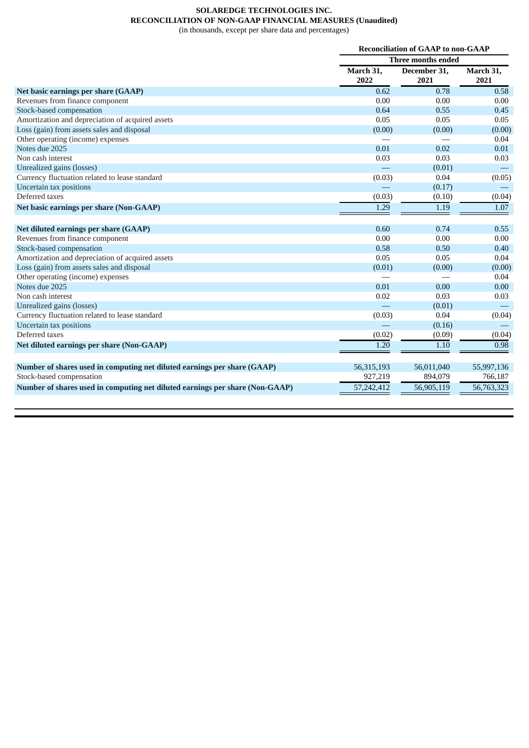**SOLAREDGE TECHNOLOGIES INC.**

**RECONCILIATION OF NON-GAAP FINANCIAL MEASURES (Unaudited)**

(in thousands, except per share data and percentages)

| | Reconciliation of GAAP to non-GAAP | | |
|---|---|---|---|
| | Three months ended | | |
| | March 31, 2022 | December 31, 2021 | March 31, 2021 |
| **Net basic earnings per share (GAAP)** | 0.62 | 0.78 | 0.58 |
| Revenues from finance component | 0.00 | 0.00 | 0.00 |
| Stock-based compensation | 0.64 | 0.55 | 0.45 |
| Amortization and depreciation of acquired assets | 0.05 | 0.05 | 0.05 |
| Loss (gain) from assets sales and disposal | (0.00) | (0.00) | (0.00) |
| Other operating (income) expenses | — | — | 0.04 |
| Notes due 2025 | 0.01 | 0.02 | 0.01 |
| Non cash interest | 0.03 | 0.03 | 0.03 |
| Unrealized gains (losses) | — | (0.01) | — |
| Currency fluctuation related to lease standard | (0.03) | 0.04 | (0.05) |
| Uncertain tax positions | — | (0.17) | — |
| Deferred taxes | (0.03) | (0.10) | (0.04) |
| **Net basic earnings per share (Non-GAAP)** | 1.29 | 1.19 | 1.07 |
| | | | |
| **Net diluted earnings per share (GAAP)** | 0.60 | 0.74 | 0.55 |
| Revenues from finance component | 0.00 | 0.00 | 0.00 |
| Stock-based compensation | 0.58 | 0.50 | 0.40 |
| Amortization and depreciation of acquired assets | 0.05 | 0.05 | 0.04 |
| Loss (gain) from assets sales and disposal | (0.01) | (0.00) | (0.00) |
| Other operating (income) expenses | — | — | 0.04 |
| Notes due 2025 | 0.01 | 0.00 | 0.00 |
| Non cash interest | 0.02 | 0.03 | 0.03 |
| Unrealized gains (losses) | — | (0.01) | — |
| Currency fluctuation related to lease standard | (0.03) | 0.04 | (0.04) |
| Uncertain tax positions | — | (0.16) | — |
| Deferred taxes | (0.02) | (0.09) | (0.04) |
| **Net diluted earnings per share (Non-GAAP)** | 1.20 | 1.10 | 0.98 |
| | | | |
| **Number of shares used in computing net diluted earnings per share (GAAP)** | 56,315,193 | 56,011,040 | 55,997,136 |
| Stock-based compensation | 927,219 | 894,079 | 766,187 |
| **Number of shares used in computing net diluted earnings per share (Non-GAAP)** | 57,242,412 | 56,905,119 | 56,763,323 |